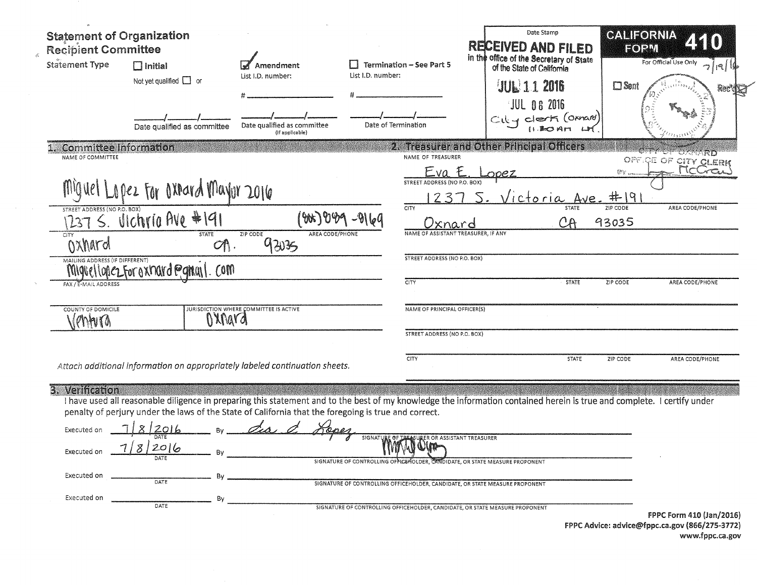# Statement of Organization
## Recipient Committee

**CALIFORNIA FORM 410**

For Official Use Only 7/19/16

☐ Sent ☑ Rec'd

Date Stamp

**RECEIVED AND FILED**
in the office of the Secretary of State of the State of California
JUL 11 2016

JUL 08 2016
City clerk (Oxnard)
11:30 AM LM.

CITY OF OXNARD
OFFICE OF CITY CLERK
By ___ McGraw

**Statement Type**

☐ Initial
Not yet qualified ☐ or
___/___/___
Date qualified as committee

☑ Amendment
List I.D. number:
#___________
___/___/___
Date qualified as committee (If applicable)

☐ Termination – See Part 5
List I.D. number:
#___________
___/___/___
Date of Termination

## 1. Committee Information

NAME OF COMMITTEE
Miguel Lopez For Oxnard Mayor 2016

STREET ADDRESS (NO P.O. BOX)
1237 S. Victoria Ave #191

AREA CODE/PHONE
(805) 889-9169

CITY: Oxnard | STATE: CA. | ZIP CODE: 93035

MAILING ADDRESS (IF DIFFERENT)

FAX / E-MAIL ADDRESS
miguellopezforoxnard@gmail.com

COUNTY OF DOMICILE: Ventura

JURISDICTION WHERE COMMITTEE IS ACTIVE: Oxnard

*Attach additional information on appropriately labeled continuation sheets.*

## 2. Treasurer and Other Principal Officers

NAME OF TREASURER
Eva E. Lopez

STREET ADDRESS (NO P.O. BOX)
1237 S. Victoria Ave. #191

CITY: Oxnard | STATE: CA | ZIP CODE: 93035 | AREA CODE/PHONE:

NAME OF ASSISTANT TREASURER, IF ANY

STREET ADDRESS (NO P.O. BOX)

CITY | STATE | ZIP CODE | AREA CODE/PHONE

NAME OF PRINCIPAL OFFICER(S)

STREET ADDRESS (NO P.O. BOX)

CITY | STATE | ZIP CODE | AREA CODE/PHONE

## 3. Verification

I have used all reasonable diligence in preparing this statement and to the best of my knowledge the information contained herein is true and complete. I certify under penalty of perjury under the laws of the State of California that the foregoing is true and correct.

Executed on 7/8/2016 (DATE) By Eva E. Lopez — SIGNATURE OF TREASURER OR ASSISTANT TREASURER

Executed on 7/8/2016 (DATE) By [signature] — SIGNATURE OF CONTROLLING OFFICEHOLDER, CANDIDATE, OR STATE MEASURE PROPONENT

Executed on ________ (DATE) By ________ SIGNATURE OF CONTROLLING OFFICEHOLDER, CANDIDATE, OR STATE MEASURE PROPONENT

Executed on ________ (DATE) By ________ SIGNATURE OF CONTROLLING OFFICEHOLDER, CANDIDATE, OR STATE MEASURE PROPONENT

**FPPC Form 410 (Jan/2016)**
**FPPC Advice: advice@fppc.ca.gov (866/275-3772)**
**www.fppc.ca.gov**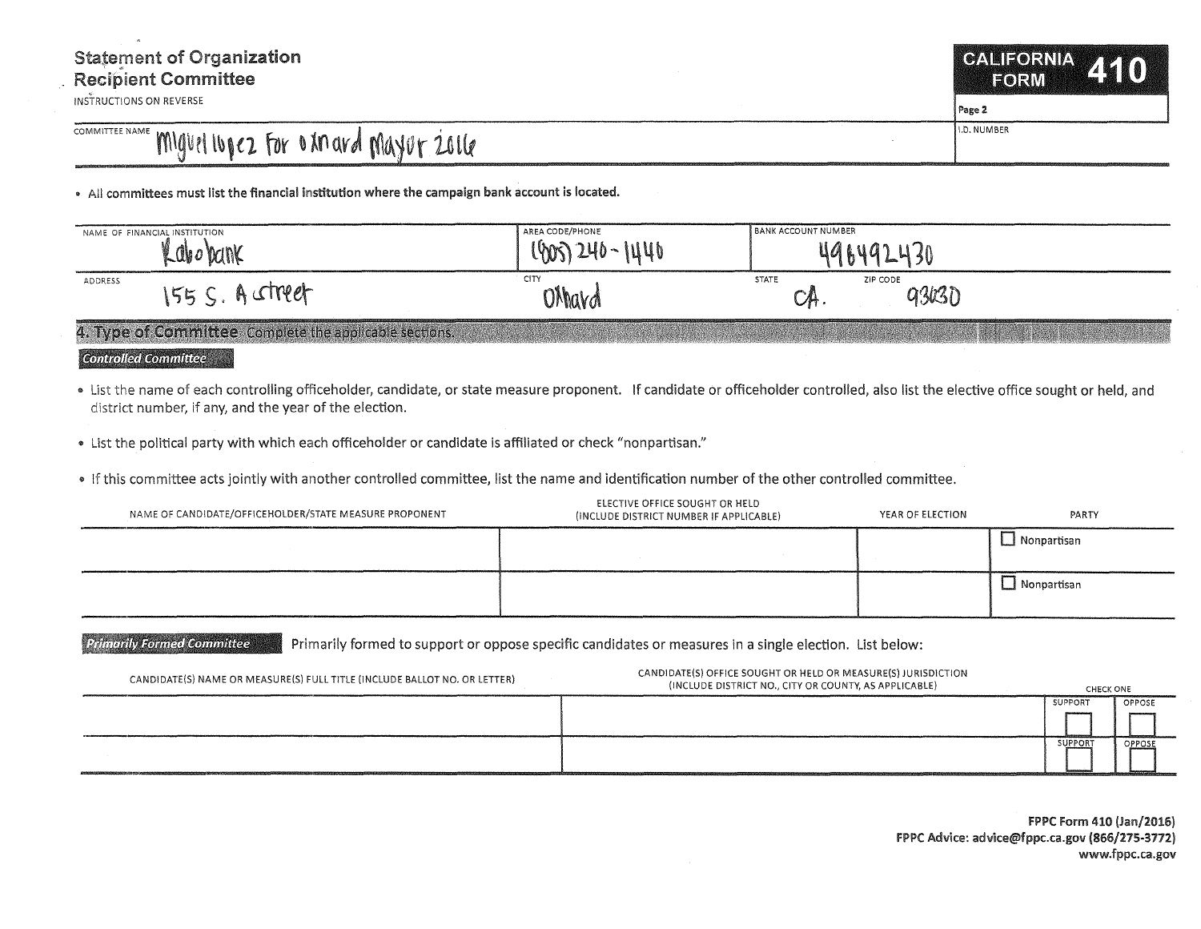# Statement of Organization
## Recipient Committee

INSTRUCTIONS ON REVERSE

**CALIFORNIA FORM 410**

Page 2

| COMMITTEE NAME | I.D. NUMBER |
|---|---|
| Miguel lopez For oxnard Mayor 2016 | |

- All committees must list the financial institution where the campaign bank account is located.

| NAME OF FINANCIAL INSTITUTION | AREA CODE/PHONE | BANK ACCOUNT NUMBER | |
|---|---|---|---|
| Rabobank | (805) 240-1440 | 49649243O | |
| **ADDRESS** | **CITY** | **STATE** | **ZIP CODE** |
| 155 S. A street | Oxnard | CA. | 93030 |

## 4. Type of Committee
Complete the applicable sections.

### *Controlled Committee*

- List the name of each controlling officeholder, candidate, or state measure proponent. If candidate or officeholder controlled, also list the elective office sought or held, and district number, if any, and the year of the election.
- List the political party with which each officeholder or candidate is affiliated or check "nonpartisan."
- If this committee acts jointly with another controlled committee, list the name and identification number of the other controlled committee.

| NAME OF CANDIDATE/OFFICEHOLDER/STATE MEASURE PROPONENT | ELECTIVE OFFICE SOUGHT OR HELD (INCLUDE DISTRICT NUMBER IF APPLICABLE) | YEAR OF ELECTION | PARTY |
|---|---|---|---|
| | | | ☐ Nonpartisan |
| | | | ☐ Nonpartisan |

### *Primarily Formed Committee*

Primarily formed to support or oppose specific candidates or measures in a single election. List below:

| CANDIDATE(S) NAME OR MEASURE(S) FULL TITLE (INCLUDE BALLOT NO. OR LETTER) | CANDIDATE(S) OFFICE SOUGHT OR HELD OR MEASURE(S) JURISDICTION (INCLUDE DISTRICT NO., CITY OR COUNTY, AS APPLICABLE) | CHECK ONE: SUPPORT | OPPOSE |
|---|---|---|---|
| | | ☐ | ☐ |
| | | ☐ | ☐ |

FPPC Form 410 (Jan/2016)
FPPC Advice: advice@fppc.ca.gov (866/275-3772)
www.fppc.ca.gov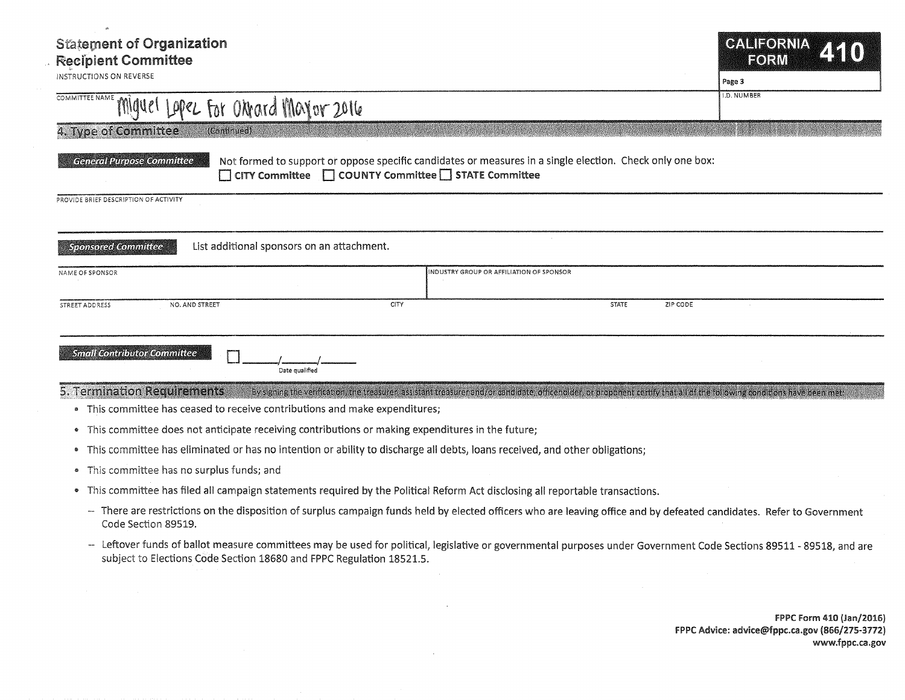# Statement of Organization
## Recipient Committee

INSTRUCTIONS ON REVERSE

**CALIFORNIA FORM 410**

Page 3

COMMITTEE NAME: Miguel Lopez For Oxnard Mayor 2016

I.D. NUMBER:

## 4. Type of Committee (Continued)

**General Purpose Committee** — Not formed to support or oppose specific candidates or measures in a single election. Check only one box:

☐ **CITY Committee** ☐ **COUNTY Committee** ☐ **STATE Committee**

PROVIDE BRIEF DESCRIPTION OF ACTIVITY

**Sponsored Committee** — List additional sponsors on an attachment.

| NAME OF SPONSOR | INDUSTRY GROUP OR AFFILIATION OF SPONSOR | | |
|---|---|---|---|
| | | | |
| STREET ADDRESS (NO. AND STREET) | CITY | STATE | ZIP CODE |
| | | | |

**Small Contributor Committee** ☐ ____/____/____ Date qualified

## 5. Termination Requirements

By signing the verification, the treasurer, assistant treasurer and/or candidate, officeholder, or proponent certify that all of the following conditions have been met:

- This committee has ceased to receive contributions and make expenditures;
- This committee does not anticipate receiving contributions or making expenditures in the future;
- This committee has eliminated or has no intention or ability to discharge all debts, loans received, and other obligations;
- This committee has no surplus funds; and
- This committee has filed all campaign statements required by the Political Reform Act disclosing all reportable transactions.
  - There are restrictions on the disposition of surplus campaign funds held by elected officers who are leaving office and by defeated candidates. Refer to Government Code Section 89519.
  - Leftover funds of ballot measure committees may be used for political, legislative or governmental purposes under Government Code Sections 89511 - 89518, and are subject to Elections Code Section 18680 and FPPC Regulation 18521.5.

FPPC Form 410 (Jan/2016)
FPPC Advice: advice@fppc.ca.gov (866/275-3772)
www.fppc.ca.gov